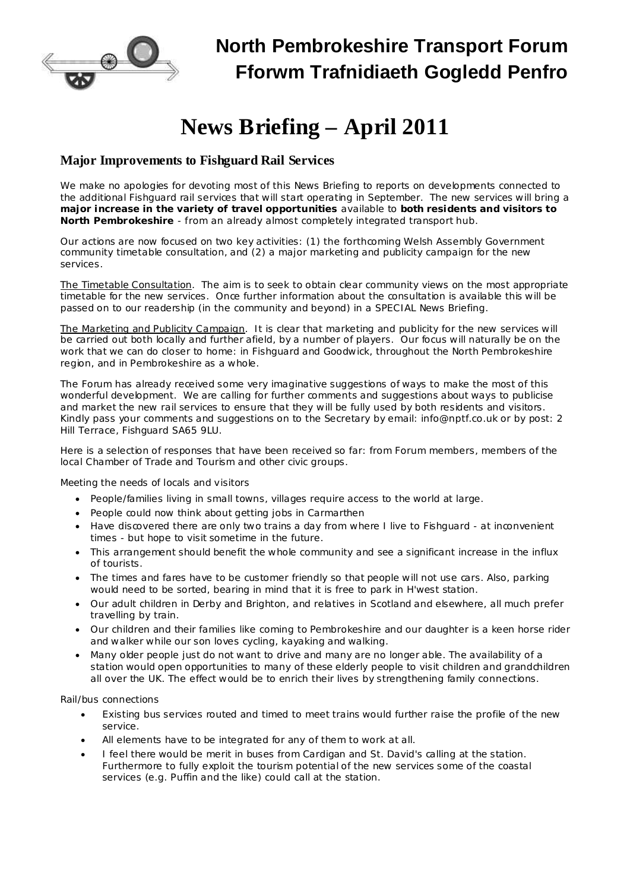# North Pembrokeshire Transport Forum
# Fforwm Trafnidiaeth Gogledd Penfro

# News Briefing – April 2011

## Major Improvements to Fishguard Rail Services

We make no apologies for devoting most of this News Briefing to reports on developments connected to the additional Fishguard rail services that will start operating in September. The new services will bring a **major increase in the variety of travel opportunities** available to **both residents and visitors to North Pembrokeshire** - from an already almost completely integrated transport hub.

Our actions are now focused on two key activities: (1) the forthcoming Welsh Assembly Government community timetable consultation, and (2) a major marketing and publicity campaign for the new services.

<u>The Timetable Consultation</u>. The aim is to seek to obtain clear community views on the most appropriate timetable for the new services. Once further information about the consultation is available this will be passed on to our readership (in the community and beyond) in a SPECIAL News Briefing.

<u>The Marketing and Publicity Campaign</u>. It is clear that marketing and publicity for the new services will be carried out both locally and further afield, by a number of players. Our focus will naturally be on the work that we can do closer to home: in Fishguard and Goodwick, throughout the North Pembrokeshire region, and in Pembrokeshire as a whole.

The Forum has already received some very imaginative suggestions of ways to make the most of this wonderful development. We are calling for further comments and suggestions about ways to publicise and market the new rail services to ensure that they will be fully used by both residents and visitors. Kindly pass your comments and suggestions on to the Secretary by email: info@nptf.co.uk or by post: 2 Hill Terrace, Fishguard SA65 9LU.

Here is a selection of responses that have been received so far: from Forum members, members of the local Chamber of Trade and Tourism and other civic groups.

Meeting the needs of locals and visitors

- People/families living in small towns, villages require access to the world at large.
- People could now think about getting jobs in Carmarthen
- Have discovered there are only two trains a day from where I live to Fishguard - at inconvenient times - but hope to visit sometime in the future.
- This arrangement should benefit the whole community and see a significant increase in the influx of tourists.
- The times and fares have to be customer friendly so that people will not use cars. Also, parking would need to be sorted, bearing in mind that it is free to park in H'west station.
- Our adult children in Derby and Brighton, and relatives in Scotland and elsewhere, all much prefer travelling by train.
- Our children and their families like coming to Pembrokeshire and our daughter is a keen horse rider and walker while our son loves cycling, kayaking and walking.
- Many older people just do not want to drive and many are no longer able. The availability of a station would open opportunities to many of these elderly people to visit children and grandchildren all over the UK. The effect would be to enrich their lives by strengthening family connections.

Rail/bus connections

- Existing bus services routed and timed to meet trains would further raise the profile of the new service.
- All elements have to be integrated for any of them to work at all.
- I feel there would be merit in buses from Cardigan and St. David's calling at the station. Furthermore to fully exploit the tourism potential of the new services some of the coastal services (e.g. Puffin and the like) could call at the station.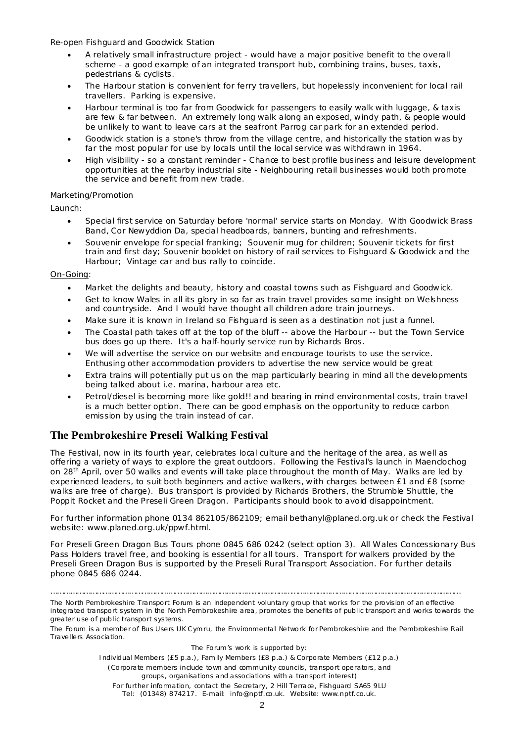Re-open Fishguard and Goodwick Station

- A relatively small infrastructure project - would have a major positive benefit to the overall scheme - a good example of an integrated transport hub, combining trains, buses, taxis, pedestrians & cyclists.
- The Harbour station is convenient for ferry travellers, but hopelessly inconvenient for local rail travellers. Parking is expensive.
- Harbour terminal is too far from Goodwick for passengers to easily walk with luggage, & taxis are few & far between. An extremely long walk along an exposed, windy path, & people would be unlikely to want to leave cars at the seafront Parrog car park for an extended period.
- Goodwick station is a stone's throw from the village centre, and historically the station was by far the most popular for use by locals until the local service was withdrawn in 1964.
- High visibility - so a constant reminder - Chance to best profile business and leisure development opportunities at the nearby industrial site - Neighbouring retail businesses would both promote the service and benefit from new trade.

Marketing/Promotion

Launch:

- Special first service on Saturday before 'normal' service starts on Monday. With Goodwick Brass Band, Cor Newyddion Da, special headboards, banners, bunting and refreshments.
- Souvenir envelope for special franking; Souvenir mug for children; Souvenir tickets for first train and first day; Souvenir booklet on history of rail services to Fishguard & Goodwick and the Harbour; Vintage car and bus rally to coincide.

On-Going:

- Market the delights and beauty, history and coastal towns such as Fishguard and Goodwick.
- Get to know Wales in all its glory in so far as train travel provides some insight on Welshness and countryside. And I would have thought all children adore train journeys.
- Make sure it is known in Ireland so Fishguard is seen as a destination not just a funnel.
- The Coastal path takes off at the top of the bluff -- above the Harbour -- but the Town Service bus does go up there. It's a half-hourly service run by Richards Bros.
- We will advertise the service on our website and encourage tourists to use the service. Enthusing other accommodation providers to advertise the new service would be great
- Extra trains will potentially put us on the map particularly bearing in mind all the developments being talked about i.e. marina, harbour area etc.
- Petrol/diesel is becoming more like gold!! and bearing in mind environmental costs, train travel is a much better option. There can be good emphasis on the opportunity to reduce carbon emission by using the train instead of car.

## The Pembrokeshire Preseli Walking Festival

The Festival, now in its fourth year, celebrates local culture and the heritage of the area, as well as offering a variety of ways to explore the great outdoors. Following the Festival's launch in Maenclochog on 28th April, over 50 walks and events will take place throughout the month of May. Walks are led by experienced leaders, to suit both beginners and active walkers, with charges between £1 and £8 (some walks are free of charge). Bus transport is provided by Richards Brothers, the Strumble Shuttle, the Poppit Rocket and the Preseli Green Dragon. Participants should book to avoid disappointment.

For further information phone 0134 862105/862109; email bethanyl@planed.org.uk or check the Festival website: www.planed.org.uk/ppwf.html.

For Preseli Green Dragon Bus Tours phone 0845 686 0242 (select option 3). All Wales Concessionary Bus Pass Holders travel free, and booking is essential for all tours. Transport for walkers provided by the Preseli Green Dragon Bus is supported by the Preseli Rural Transport Association. For further details phone 0845 686 0244.

---

The North Pembrokeshire Transport Forum is an independent voluntary group that works for the provision of an effective integrated transport system in the North Pembrokeshire area, promotes the benefits of public transport and works towards the greater use of public transport systems.

The Forum is a member of Bus Users UK Cymru, the Environmental Network for Pembrokeshire and the Pembrokeshire Rail Travellers Association.

The Forum's work is supported by:

Individual Members (£5 p.a.), Family Members (£8 p.a.) & Corporate Members (£12 p.a.)

(Corporate members include town and community councils, transport operators, and groups, organisations and associations with a transport interest)

For further information, contact the Secretary, 2 Hill Terrace, Fishguard SA65 9LU

Tel: (01348) 874217. E-mail: info@nptf.co.uk. Website: www.nptf.co.uk.